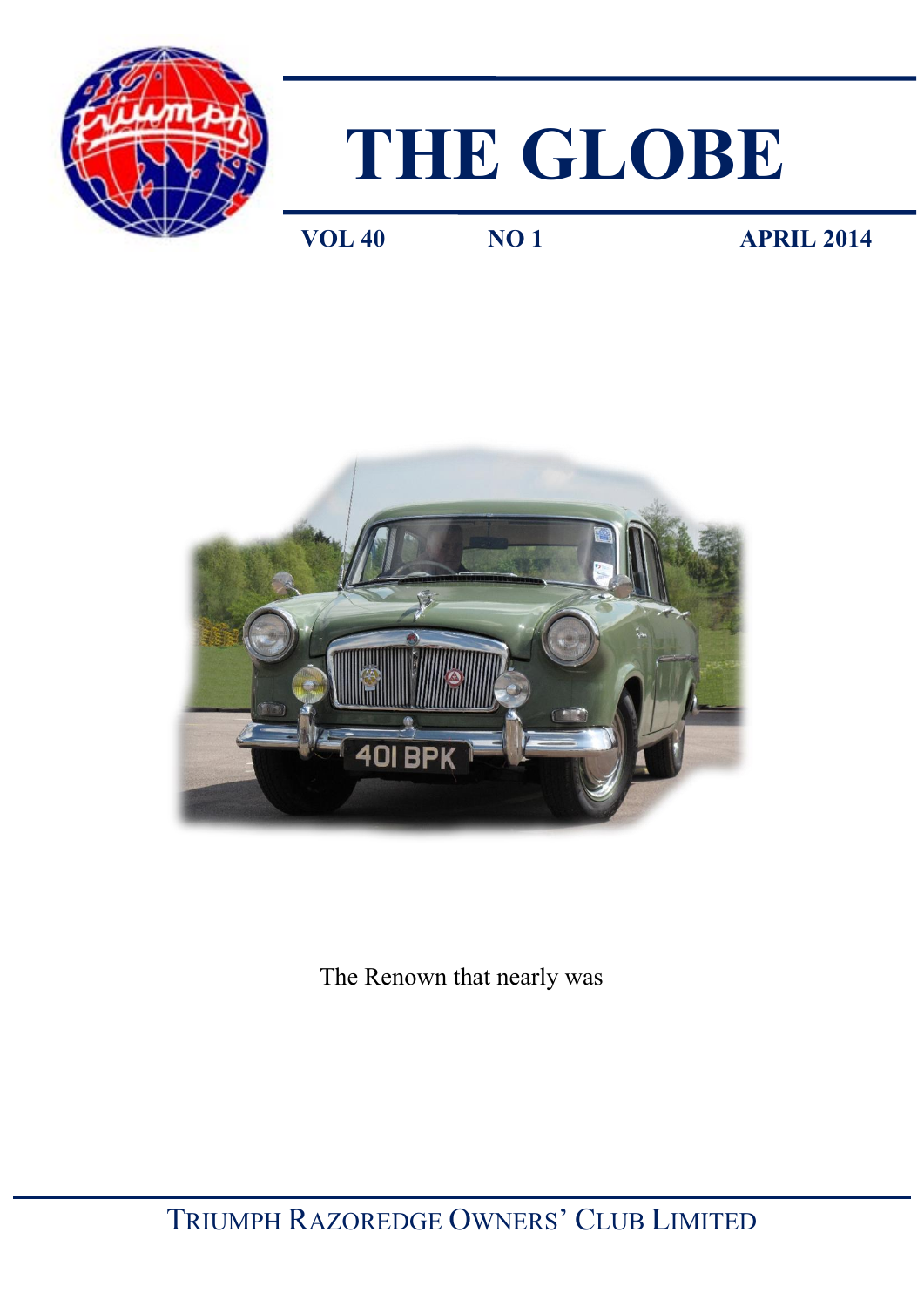# THE GLOBE

**VOL 40** **NO 1** **APRIL 2014**

The Renown that nearly was

TRIUMPH RAZOREDGE OWNERS' CLUB LIMITED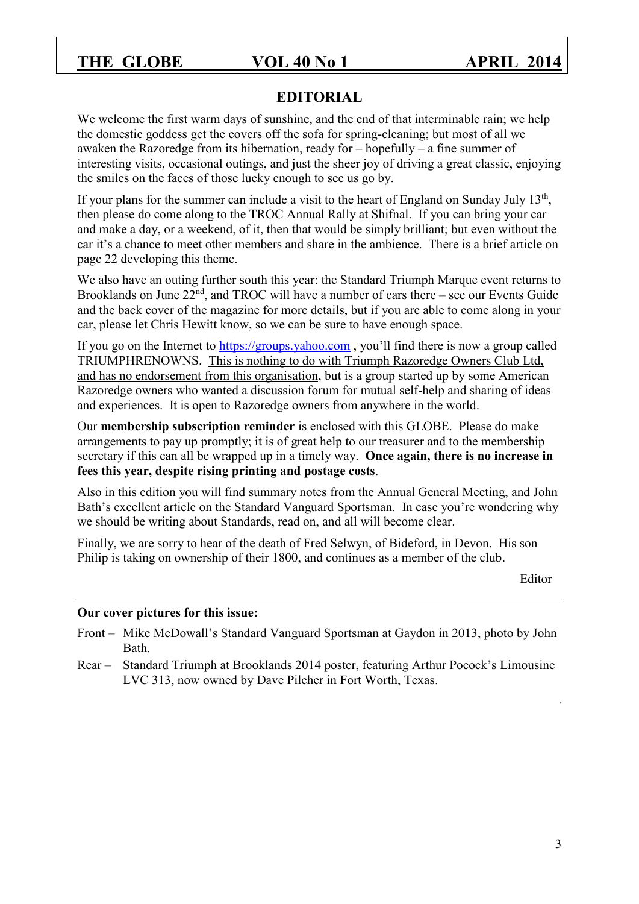## EDITORIAL

We welcome the first warm days of sunshine, and the end of that interminable rain; we help the domestic goddess get the covers off the sofa for spring-cleaning; but most of all we awaken the Razoredge from its hibernation, ready for – hopefully – a fine summer of interesting visits, occasional outings, and just the sheer joy of driving a great classic, enjoying the smiles on the faces of those lucky enough to see us go by.

If your plans for the summer can include a visit to the heart of England on Sunday July 13th, then please do come along to the TROC Annual Rally at Shifnal. If you can bring your car and make a day, or a weekend, of it, then that would be simply brilliant; but even without the car it's a chance to meet other members and share in the ambience. There is a brief article on page 22 developing this theme.

We also have an outing further south this year: the Standard Triumph Marque event returns to Brooklands on June 22nd, and TROC will have a number of cars there – see our Events Guide and the back cover of the magazine for more details, but if you are able to come along in your car, please let Chris Hewitt know, so we can be sure to have enough space.

If you go on the Internet to https://groups.yahoo.com , you'll find there is now a group called TRIUMPHRENOWNS. This is nothing to do with Triumph Razoredge Owners Club Ltd, and has no endorsement from this organisation, but is a group started up by some American Razoredge owners who wanted a discussion forum for mutual self-help and sharing of ideas and experiences. It is open to Razoredge owners from anywhere in the world.

Our **membership subscription reminder** is enclosed with this GLOBE. Please do make arrangements to pay up promptly; it is of great help to our treasurer and to the membership secretary if this can all be wrapped up in a timely way. **Once again, there is no increase in fees this year, despite rising printing and postage costs**.

Also in this edition you will find summary notes from the Annual General Meeting, and John Bath's excellent article on the Standard Vanguard Sportsman. In case you're wondering why we should be writing about Standards, read on, and all will become clear.

Finally, we are sorry to hear of the death of Fred Selwyn, of Bideford, in Devon. His son Philip is taking on ownership of their 1800, and continues as a member of the club.

Editor

---

**Our cover pictures for this issue:**

Front – Mike McDowall's Standard Vanguard Sportsman at Gaydon in 2013, photo by John Bath.

Rear – Standard Triumph at Brooklands 2014 poster, featuring Arthur Pocock's Limousine LVC 313, now owned by Dave Pilcher in Fort Worth, Texas.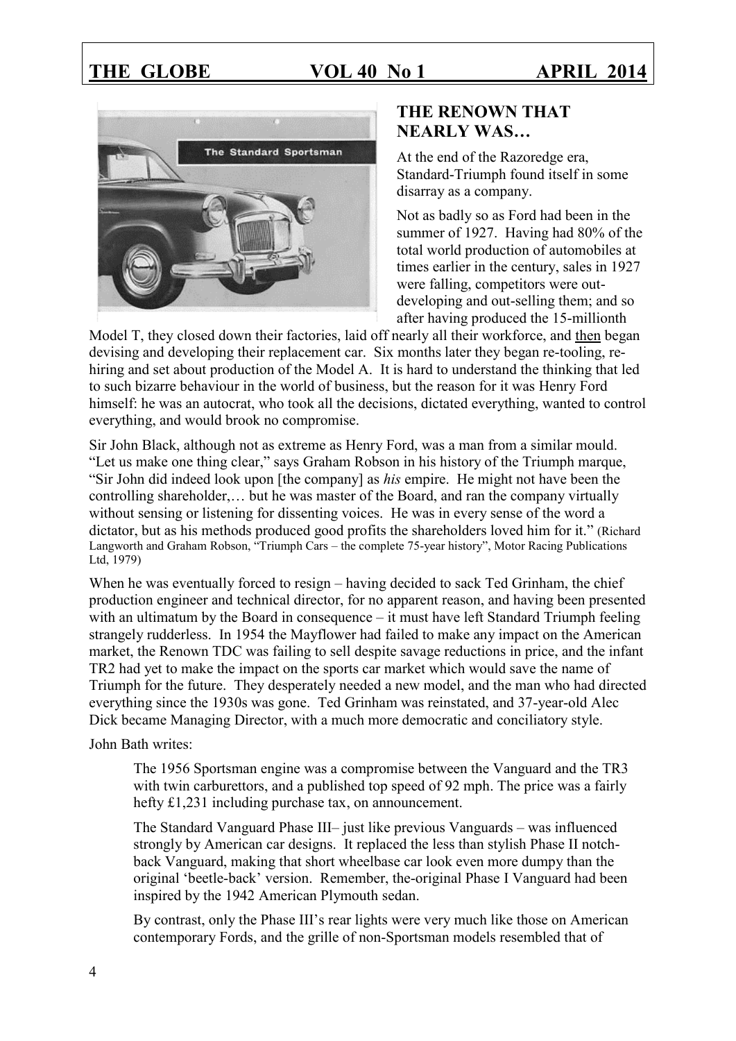## THE RENOWN THAT NEARLY WAS…

At the end of the Razoredge era, Standard-Triumph found itself in some disarray as a company.

Not as badly so as Ford had been in the summer of 1927. Having had 80% of the total world production of automobiles at times earlier in the century, sales in 1927 were falling, competitors were out-developing and out-selling them; and so after having produced the 15-millionth Model T, they closed down their factories, laid off nearly all their workforce, and then began devising and developing their replacement car. Six months later they began re-tooling, re-hiring and set about production of the Model A. It is hard to understand the thinking that led to such bizarre behaviour in the world of business, but the reason for it was Henry Ford himself: he was an autocrat, who took all the decisions, dictated everything, wanted to control everything, and would brook no compromise.

Sir John Black, although not as extreme as Henry Ford, was a man from a similar mould. "Let us make one thing clear," says Graham Robson in his history of the Triumph marque, "Sir John did indeed look upon [the company] as *his* empire. He might not have been the controlling shareholder,… but he was master of the Board, and ran the company virtually without sensing or listening for dissenting voices. He was in every sense of the word a dictator, but as his methods produced good profits the shareholders loved him for it." (Richard Langworth and Graham Robson, "Triumph Cars – the complete 75-year history", Motor Racing Publications Ltd, 1979)

When he was eventually forced to resign – having decided to sack Ted Grinham, the chief production engineer and technical director, for no apparent reason, and having been presented with an ultimatum by the Board in consequence – it must have left Standard Triumph feeling strangely rudderless. In 1954 the Mayflower had failed to make any impact on the American market, the Renown TDC was failing to sell despite savage reductions in price, and the infant TR2 had yet to make the impact on the sports car market which would save the name of Triumph for the future. They desperately needed a new model, and the man who had directed everything since the 1930s was gone. Ted Grinham was reinstated, and 37-year-old Alec Dick became Managing Director, with a much more democratic and conciliatory style.

John Bath writes:

> The 1956 Sportsman engine was a compromise between the Vanguard and the TR3 with twin carburettors, and a published top speed of 92 mph. The price was a fairly hefty £1,231 including purchase tax, on announcement.
>
> The Standard Vanguard Phase III– just like previous Vanguards – was influenced strongly by American car designs. It replaced the less than stylish Phase II notch-back Vanguard, making that short wheelbase car look even more dumpy than the original 'beetle-back' version. Remember, the-original Phase I Vanguard had been inspired by the 1942 American Plymouth sedan.
>
> By contrast, only the Phase III's rear lights were very much like those on American contemporary Fords, and the grille of non-Sportsman models resembled that of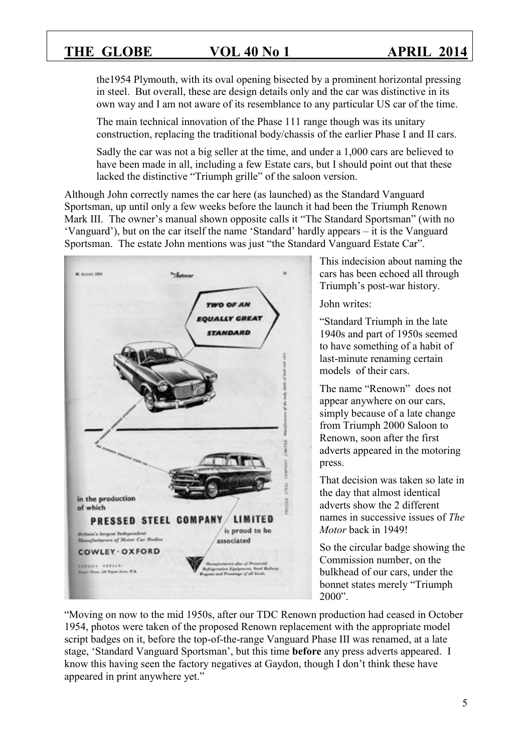the1954 Plymouth, with its oval opening bisected by a prominent horizontal pressing in steel. But overall, these are design details only and the car was distinctive in its own way and I am not aware of its resemblance to any particular US car of the time.

The main technical innovation of the Phase 111 range though was its unitary construction, replacing the traditional body/chassis of the earlier Phase I and II cars.

Sadly the car was not a big seller at the time, and under a 1,000 cars are believed to have been made in all, including a few Estate cars, but I should point out that these lacked the distinctive "Triumph grille" of the saloon version.

Although John correctly names the car here (as launched) as the Standard Vanguard Sportsman, up until only a few weeks before the launch it had been the Triumph Renown Mark III. The owner's manual shown opposite calls it "The Standard Sportsman" (with no 'Vanguard'), but on the car itself the name 'Standard' hardly appears – it is the Vanguard Sportsman. The estate John mentions was just "the Standard Vanguard Estate Car".

This indecision about naming the cars has been echoed all through Triumph's post-war history.

John writes:

"Standard Triumph in the late 1940s and part of 1950s seemed to have something of a habit of last-minute renaming certain models of their cars.

The name "Renown" does not appear anywhere on our cars, simply because of a late change from Triumph 2000 Saloon to Renown, soon after the first adverts appeared in the motoring press.

That decision was taken so late in the day that almost identical adverts show the 2 different names in successive issues of *The Motor* back in 1949!

So the circular badge showing the Commission number, on the bulkhead of our cars, under the bonnet states merely "Triumph 2000".

"Moving on now to the mid 1950s, after our TDC Renown production had ceased in October 1954, photos were taken of the proposed Renown replacement with the appropriate model script badges on it, before the top-of-the-range Vanguard Phase III was renamed, at a late stage, 'Standard Vanguard Sportsman', but this time **before** any press adverts appeared. I know this having seen the factory negatives at Gaydon, though I don't think these have appeared in print anywhere yet."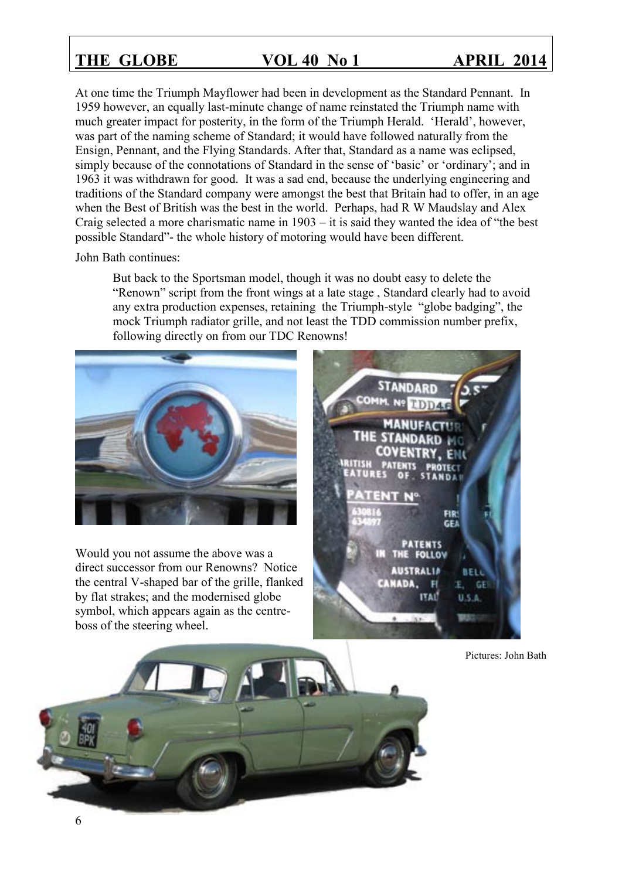At one time the Triumph Mayflower had been in development as the Standard Pennant. In 1959 however, an equally last-minute change of name reinstated the Triumph name with much greater impact for posterity, in the form of the Triumph Herald. 'Herald', however, was part of the naming scheme of Standard; it would have followed naturally from the Ensign, Pennant, and the Flying Standards. After that, Standard as a name was eclipsed, simply because of the connotations of Standard in the sense of 'basic' or 'ordinary'; and in 1963 it was withdrawn for good. It was a sad end, because the underlying engineering and traditions of the Standard company were amongst the best that Britain had to offer, in an age when the Best of British was the best in the world. Perhaps, had R W Maudslay and Alex Craig selected a more charismatic name in 1903 – it is said they wanted the idea of "the best possible Standard"- the whole history of motoring would have been different.

John Bath continues:

> But back to the Sportsman model, though it was no doubt easy to delete the "Renown" script from the front wings at a late stage , Standard clearly had to avoid any extra production expenses, retaining the Triumph-style "globe badging", the mock Triumph radiator grille, and not least the TDD commission number prefix, following directly on from our TDC Renowns!

Would you not assume the above was a direct successor from our Renowns? Notice the central V-shaped bar of the grille, flanked by flat strakes; and the modernised globe symbol, which appears again as the centre-boss of the steering wheel.

Pictures: John Bath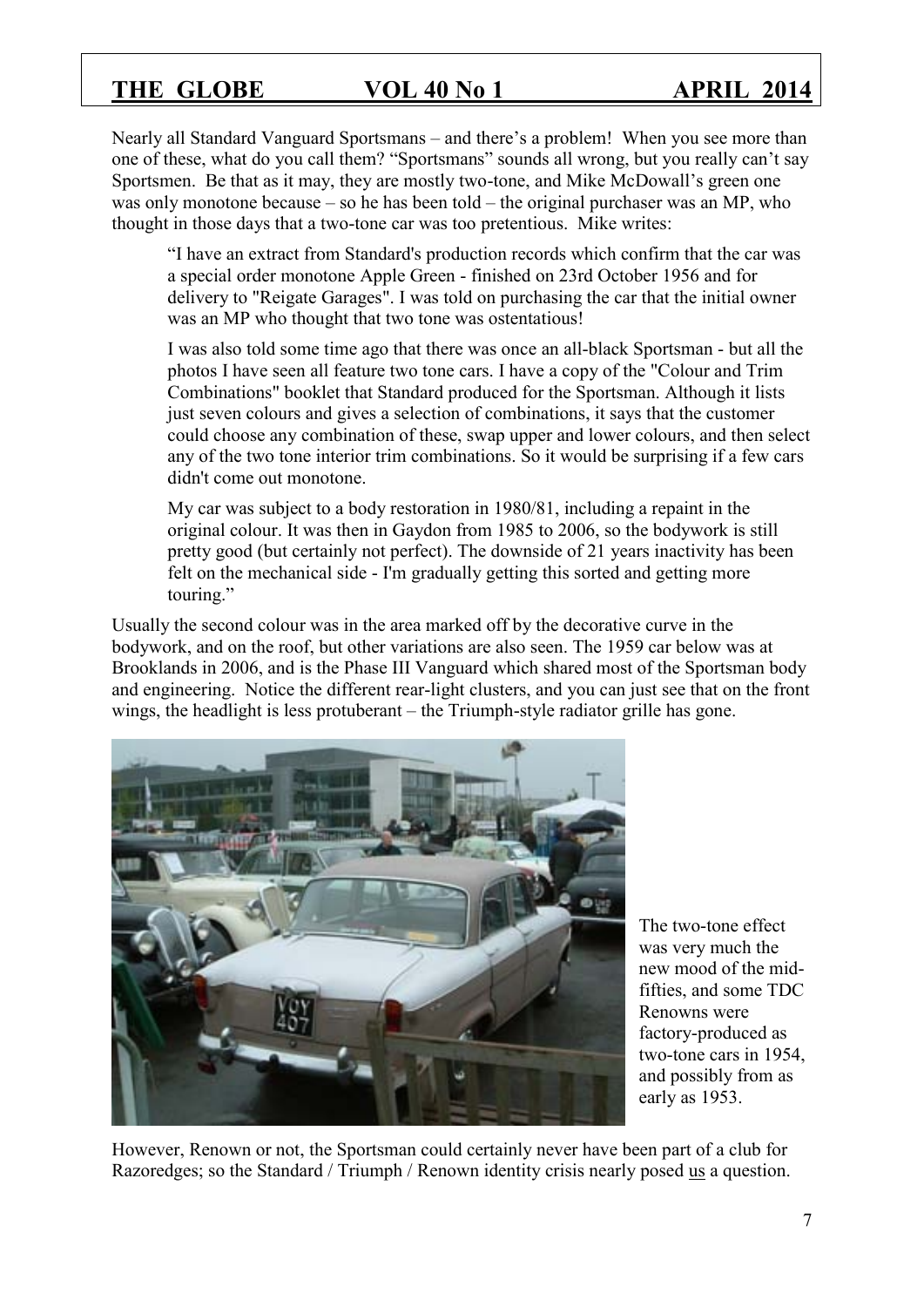Nearly all Standard Vanguard Sportsmans – and there's a problem! When you see more than one of these, what do you call them? "Sportsmans" sounds all wrong, but you really can't say Sportsmen. Be that as it may, they are mostly two-tone, and Mike McDowall's green one was only monotone because – so he has been told – the original purchaser was an MP, who thought in those days that a two-tone car was too pretentious. Mike writes:

> "I have an extract from Standard's production records which confirm that the car was a special order monotone Apple Green - finished on 23rd October 1956 and for delivery to "Reigate Garages". I was told on purchasing the car that the initial owner was an MP who thought that two tone was ostentatious!
>
> I was also told some time ago that there was once an all-black Sportsman - but all the photos I have seen all feature two tone cars. I have a copy of the "Colour and Trim Combinations" booklet that Standard produced for the Sportsman. Although it lists just seven colours and gives a selection of combinations, it says that the customer could choose any combination of these, swap upper and lower colours, and then select any of the two tone interior trim combinations. So it would be surprising if a few cars didn't come out monotone.
>
> My car was subject to a body restoration in 1980/81, including a repaint in the original colour. It was then in Gaydon from 1985 to 2006, so the bodywork is still pretty good (but certainly not perfect). The downside of 21 years inactivity has been felt on the mechanical side - I'm gradually getting this sorted and getting more touring."

Usually the second colour was in the area marked off by the decorative curve in the bodywork, and on the roof, but other variations are also seen. The 1959 car below was at Brooklands in 2006, and is the Phase III Vanguard which shared most of the Sportsman body and engineering. Notice the different rear-light clusters, and you can just see that on the front wings, the headlight is less protuberant – the Triumph-style radiator grille has gone.

The two-tone effect was very much the new mood of the mid-fifties, and some TDC Renowns were factory-produced as two-tone cars in 1954, and possibly from as early as 1953.

However, Renown or not, the Sportsman could certainly never have been part of a club for Razoredges; so the Standard / Triumph / Renown identity crisis nearly posed us a question.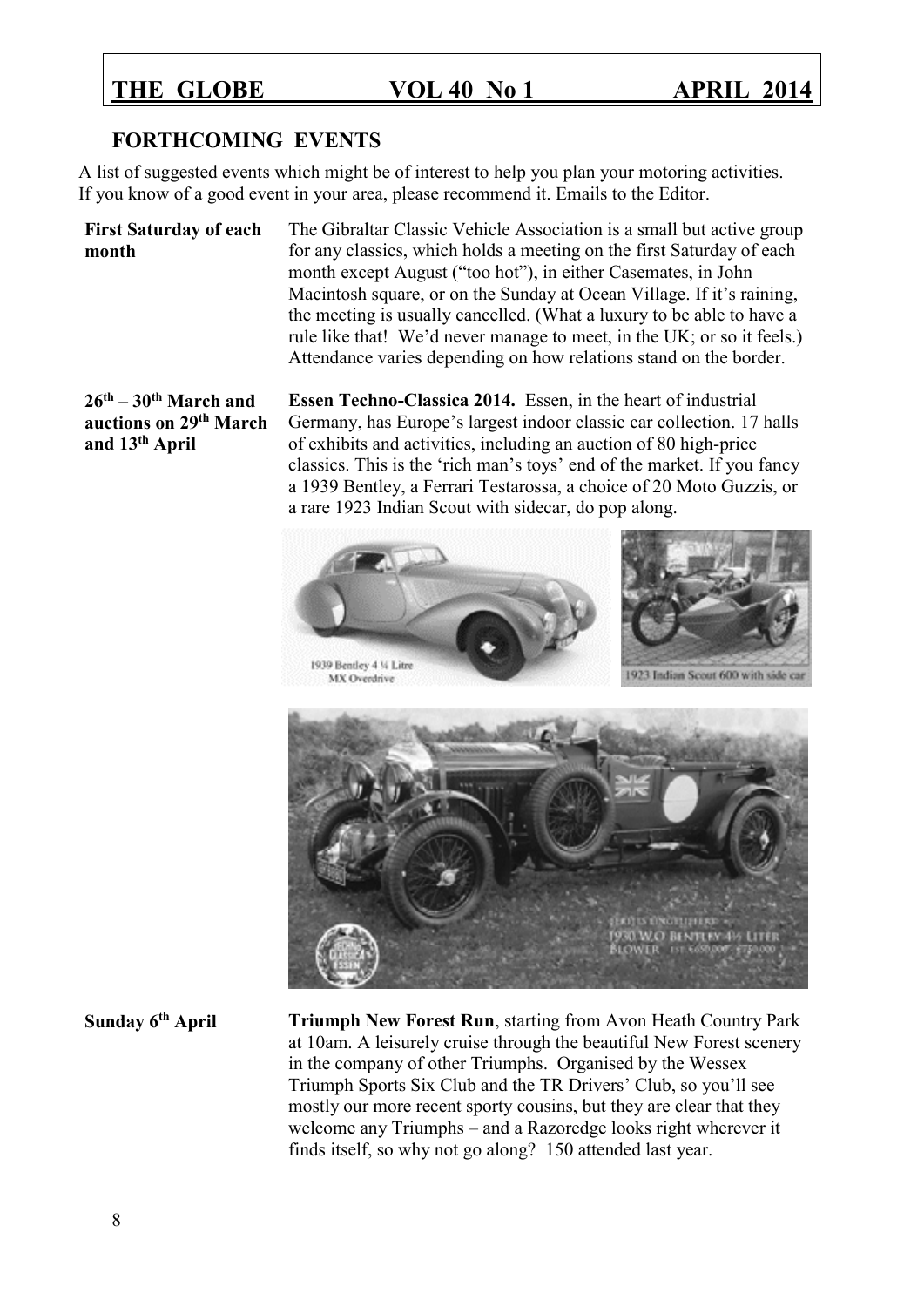## FORTHCOMING EVENTS

A list of suggested events which might be of interest to help you plan your motoring activities. If you know of a good event in your area, please recommend it. Emails to the Editor.

**First Saturday of each month**

The Gibraltar Classic Vehicle Association is a small but active group for any classics, which holds a meeting on the first Saturday of each month except August ("too hot"), in either Casemates, in John Macintosh square, or on the Sunday at Ocean Village. If it's raining, the meeting is usually cancelled. (What a luxury to be able to have a rule like that! We'd never manage to meet, in the UK; or so it feels.) Attendance varies depending on how relations stand on the border.

**26th – 30th March and auctions on 29th March and 13th April**

**Essen Techno-Classica 2014.** Essen, in the heart of industrial Germany, has Europe's largest indoor classic car collection. 17 halls of exhibits and activities, including an auction of 80 high-price classics. This is the 'rich man's toys' end of the market. If you fancy a 1939 Bentley, a Ferrari Testarossa, a choice of 20 Moto Guzzis, or a rare 1923 Indian Scout with sidecar, do pop along.

1939 Bentley 4 ¼ Litre MX Overdrive

1923 Indian Scout 600 with side car

1930 W.O Bentley 4½ Liter Blower

**Sunday 6th April**

**Triumph New Forest Run**, starting from Avon Heath Country Park at 10am. A leisurely cruise through the beautiful New Forest scenery in the company of other Triumphs. Organised by the Wessex Triumph Sports Six Club and the TR Drivers' Club, so you'll see mostly our more recent sporty cousins, but they are clear that they welcome any Triumphs – and a Razoredge looks right wherever it finds itself, so why not go along? 150 attended last year.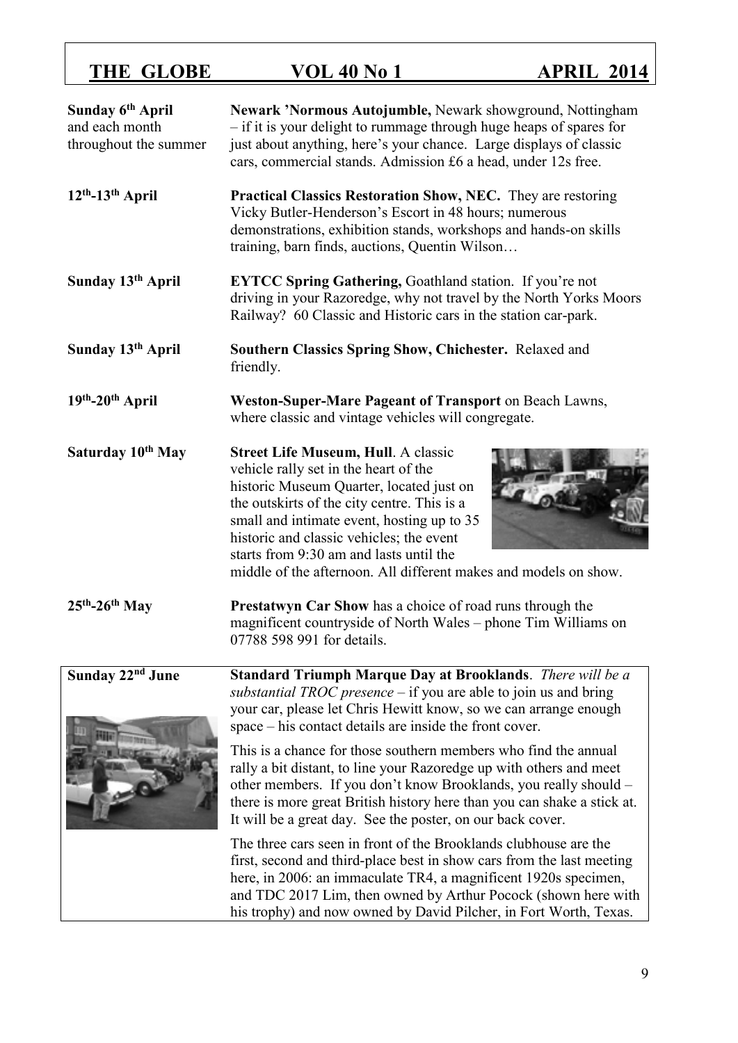| | |
|---|---|
| **Sunday 6th April** and each month throughout the summer | **Newark 'Normous Autojumble,** Newark showground, Nottingham – if it is your delight to rummage through huge heaps of spares for just about anything, here's your chance. Large displays of classic cars, commercial stands. Admission £6 a head, under 12s free. |
| **12th-13th April** | **Practical Classics Restoration Show, NEC.** They are restoring Vicky Butler-Henderson's Escort in 48 hours; numerous demonstrations, exhibition stands, workshops and hands-on skills training, barn finds, auctions, Quentin Wilson… |
| **Sunday 13th April** | **EYTCC Spring Gathering,** Goathland station. If you're not driving in your Razoredge, why not travel by the North Yorks Moors Railway? 60 Classic and Historic cars in the station car-park. |
| **Sunday 13th April** | **Southern Classics Spring Show, Chichester.** Relaxed and friendly. |
| **19th-20th April** | **Weston-Super-Mare Pageant of Transport** on Beach Lawns, where classic and vintage vehicles will congregate. |
| **Saturday 10th May** | **Street Life Museum, Hull**. A classic vehicle rally set in the heart of the historic Museum Quarter, located just on the outskirts of the city centre. This is a small and intimate event, hosting up to 35 historic and classic vehicles; the event starts from 9:30 am and lasts until the middle of the afternoon. All different makes and models on show. |
| **25th-26th May** | **Prestatwyn Car Show** has a choice of road runs through the magnificent countryside of North Wales – phone Tim Williams on 07788 598 991 for details. |

**Sunday 22nd June**

**Standard Triumph Marque Day at Brooklands**. *There will be a substantial TROC presence* – if you are able to join us and bring your car, please let Chris Hewitt know, so we can arrange enough space – his contact details are inside the front cover.

This is a chance for those southern members who find the annual rally a bit distant, to line your Razoredge up with others and meet other members. If you don't know Brooklands, you really should – there is more great British history here than you can shake a stick at. It will be a great day. See the poster, on our back cover.

The three cars seen in front of the Brooklands clubhouse are the first, second and third-place best in show cars from the last meeting here, in 2006: an immaculate TR4, a magnificent 1920s specimen, and TDC 2017 Lim, then owned by Arthur Pocock (shown here with his trophy) and now owned by David Pilcher, in Fort Worth, Texas.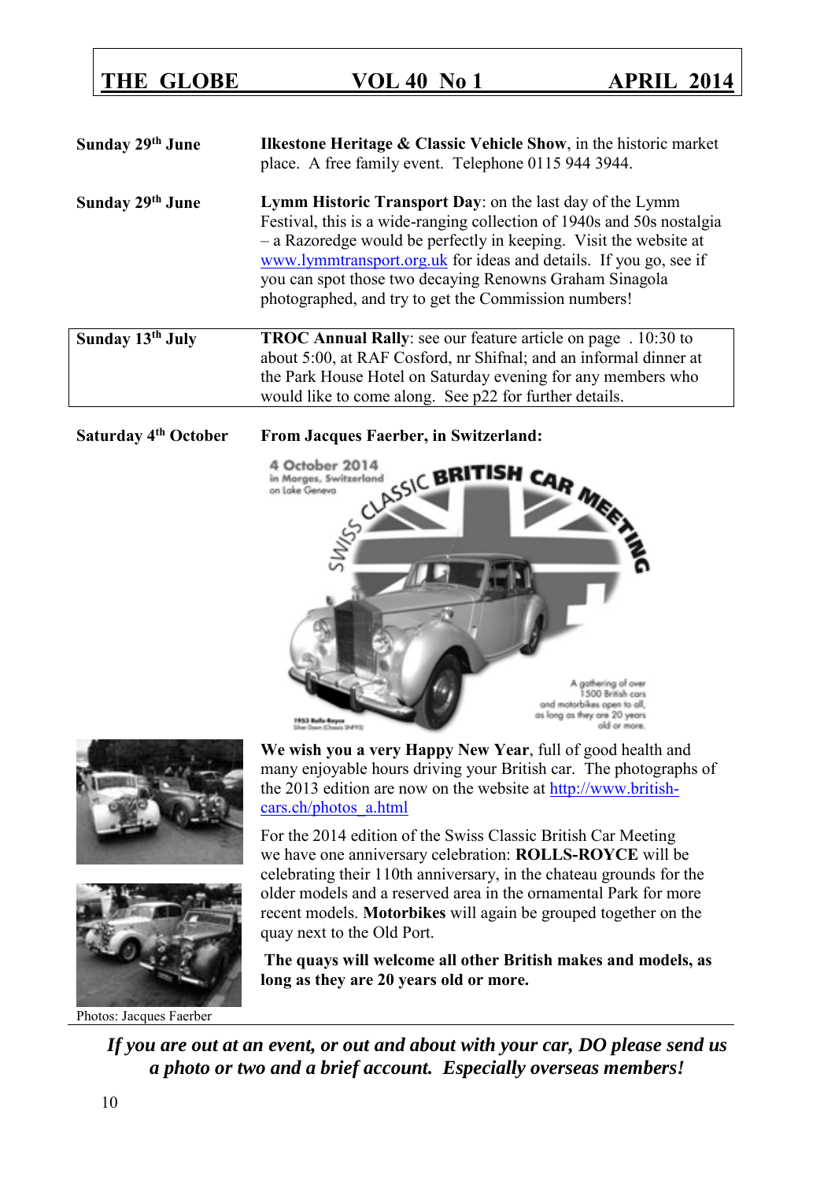**Sunday 29th June** — **Ilkestone Heritage & Classic Vehicle Show**, in the historic market place. A free family event. Telephone 0115 944 3944.

**Sunday 29th June** — **Lymm Historic Transport Day**: on the last day of the Lymm Festival, this is a wide-ranging collection of 1940s and 50s nostalgia – a Razoredge would be perfectly in keeping. Visit the website at www.lymmtransport.org.uk for ideas and details. If you go, see if you can spot those two decaying Renowns Graham Sinagola photographed, and try to get the Commission numbers!

**Sunday 13th July** — **TROC Annual Rally**: see our feature article on page . 10:30 to about 5:00, at RAF Cosford, nr Shifnal; and an informal dinner at the Park House Hotel on Saturday evening for any members who would like to come along. See p22 for further details.

**Saturday 4th October** — **From Jacques Faerber, in Switzerland:**

4 October 2014 in Morges, Switzerland on Lake Geneva

SWISS CLASSIC BRITISH CAR MEETING

A gathering of over 1500 British cars and motorbikes open to all, as long as they are 20 years old or more.

1953 Rolls-Royce Silver Dawn (Chassis SHP93)

**We wish you a very Happy New Year**, full of good health and many enjoyable hours driving your British car. The photographs of the 2013 edition are now on the website at http://www.british-cars.ch/photos_a.html

For the 2014 edition of the Swiss Classic British Car Meeting we have one anniversary celebration: **ROLLS-ROYCE** will be celebrating their 110th anniversary, in the chateau grounds for the older models and a reserved area in the ornamental Park for more recent models. **Motorbikes** will again be grouped together on the quay next to the Old Port.

**The quays will welcome all other British makes and models, as long as they are 20 years old or more.**

Photos: Jacques Faerber

***If you are out at an event, or out and about with your car, DO please send us a photo or two and a brief account. Especially overseas members!***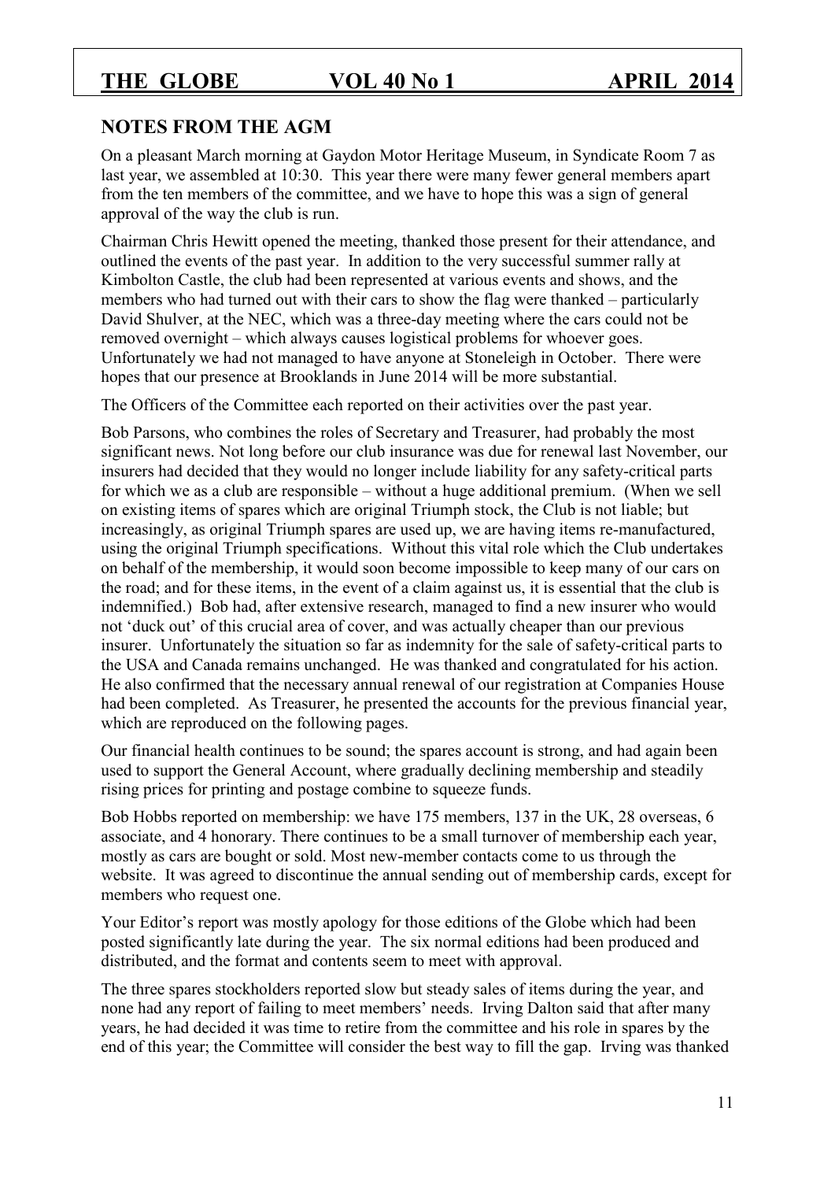## NOTES FROM THE AGM

On a pleasant March morning at Gaydon Motor Heritage Museum, in Syndicate Room 7 as last year, we assembled at 10:30. This year there were many fewer general members apart from the ten members of the committee, and we have to hope this was a sign of general approval of the way the club is run.

Chairman Chris Hewitt opened the meeting, thanked those present for their attendance, and outlined the events of the past year. In addition to the very successful summer rally at Kimbolton Castle, the club had been represented at various events and shows, and the members who had turned out with their cars to show the flag were thanked – particularly David Shulver, at the NEC, which was a three-day meeting where the cars could not be removed overnight – which always causes logistical problems for whoever goes. Unfortunately we had not managed to have anyone at Stoneleigh in October. There were hopes that our presence at Brooklands in June 2014 will be more substantial.

The Officers of the Committee each reported on their activities over the past year.

Bob Parsons, who combines the roles of Secretary and Treasurer, had probably the most significant news. Not long before our club insurance was due for renewal last November, our insurers had decided that they would no longer include liability for any safety-critical parts for which we as a club are responsible – without a huge additional premium. (When we sell on existing items of spares which are original Triumph stock, the Club is not liable; but increasingly, as original Triumph spares are used up, we are having items re-manufactured, using the original Triumph specifications. Without this vital role which the Club undertakes on behalf of the membership, it would soon become impossible to keep many of our cars on the road; and for these items, in the event of a claim against us, it is essential that the club is indemnified.) Bob had, after extensive research, managed to find a new insurer who would not 'duck out' of this crucial area of cover, and was actually cheaper than our previous insurer. Unfortunately the situation so far as indemnity for the sale of safety-critical parts to the USA and Canada remains unchanged. He was thanked and congratulated for his action. He also confirmed that the necessary annual renewal of our registration at Companies House had been completed. As Treasurer, he presented the accounts for the previous financial year, which are reproduced on the following pages.

Our financial health continues to be sound; the spares account is strong, and had again been used to support the General Account, where gradually declining membership and steadily rising prices for printing and postage combine to squeeze funds.

Bob Hobbs reported on membership: we have 175 members, 137 in the UK, 28 overseas, 6 associate, and 4 honorary. There continues to be a small turnover of membership each year, mostly as cars are bought or sold. Most new-member contacts come to us through the website. It was agreed to discontinue the annual sending out of membership cards, except for members who request one.

Your Editor's report was mostly apology for those editions of the Globe which had been posted significantly late during the year. The six normal editions had been produced and distributed, and the format and contents seem to meet with approval.

The three spares stockholders reported slow but steady sales of items during the year, and none had any report of failing to meet members' needs. Irving Dalton said that after many years, he had decided it was time to retire from the committee and his role in spares by the end of this year; the Committee will consider the best way to fill the gap. Irving was thanked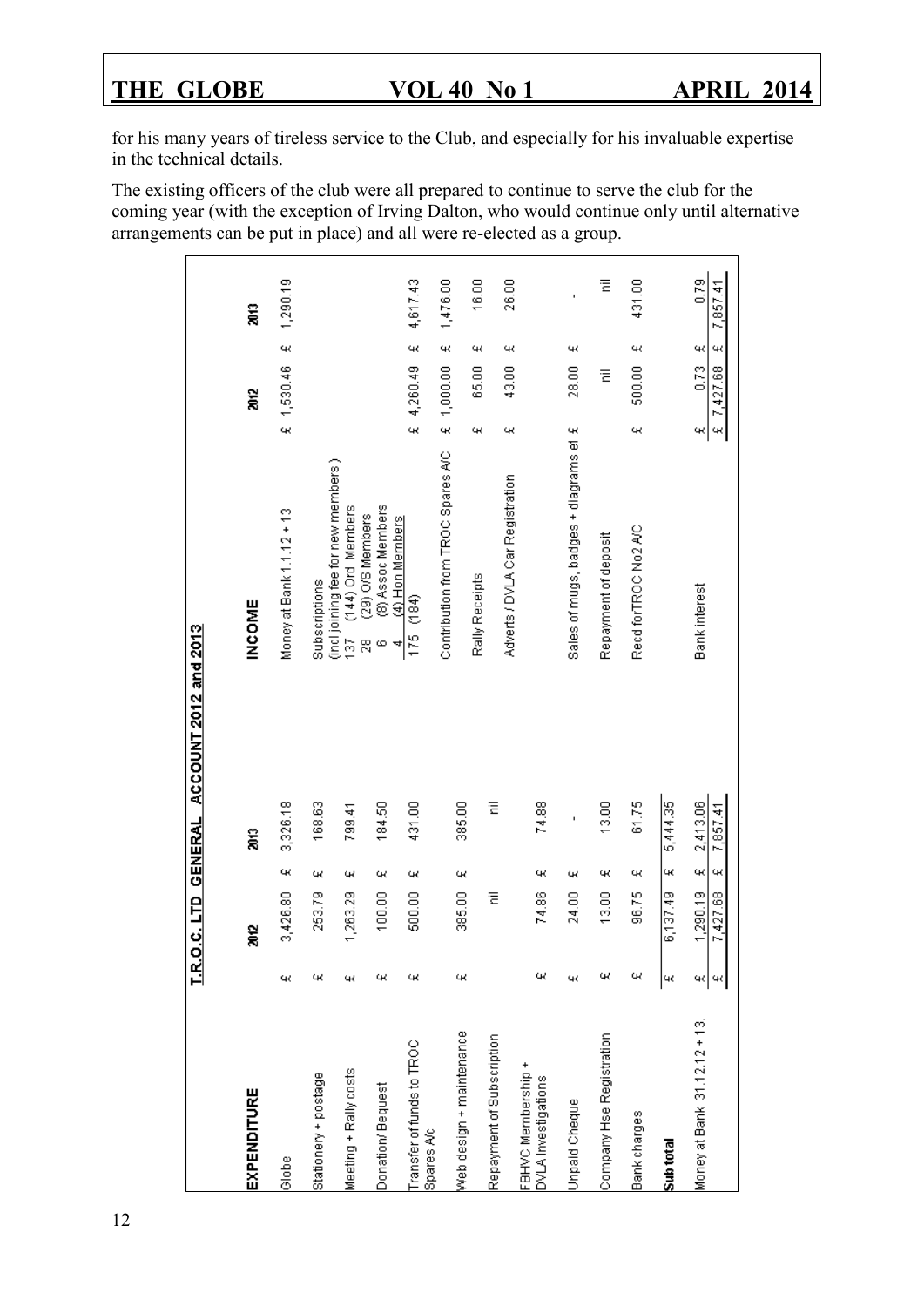for his many years of tireless service to the Club, and especially for his invaluable expertise in the technical details.

The existing officers of the club were all prepared to continue to serve the club for the coming year (with the exception of Irving Dalton, who would continue only until alternative arrangements can be put in place) and all were re-elected as a group.

**T.R.O.C. LTD GENERAL ACCOUNT 2012 and 2013**

| EXPENDITURE | 2012 | 2013 | INCOME | 2012 | 2013 |
|---|---|---|---|---|---|
| Globe | £ 3,426.80 | £ 3,326.18 | Money at Bank 1.1.12 + 13 | £ 1,530.46 | £ 1,290.19 |
| Stationery + postage | £ 253.79 | £ 168.63 | Subscriptions (incl joining fee for new members) 137 (144) Ord Members; 28 (29) O/S Members; 6 (8) Assoc Members; 4 (4) Hon Members; 175 (184) | £ 4,260.49 | £ 4,617.43 |
| Meeting + Rally costs | £ 1,263.29 | £ 799.41 | | | |
| Donation/ Bequest | £ 100.00 | £ 184.50 | | | |
| Transfer of funds to TROC Spares A/c | £ 500.00 | £ 431.00 | | | |
| Web design + maintenance | £ 385.00 | £ 385.00 | Contribution from TROC Spares A/C | £ 1,000.00 | £ 1,476.00 |
| Repayment of Subscription | nil | nil | Rally Receipts | £ 65.00 | £ 16.00 |
| FBHVC Membership + DVLA Investigations | £ 74.86 | £ 74.88 | Adverts / DVLA Car Registration | £ 43.00 | £ 26.00 |
| Unpaid Cheque | £ 24.00 | £ - | Sales of mugs, badges + diagrams et | £ 28.00 | £ - |
| Company Hse Registration | £ 13.00 | £ 13.00 | Repayment of deposit | nil | nil |
| Bank charges | £ 96.75 | £ 61.75 | Recd for TROC No2 A/C | £ 500.00 | £ 431.00 |
| **Sub total** | £ 6,137.49 | £ 5,444.35 | | | |
| Money at Bank 31.12.12 + 13. | £ 1,290.19 | £ 2,413.06 | Bank interest | £ 0.73 | £ 0.79 |
| | £ 7,427.68 | £ 7,857.41 | | £ 7,427.68 | £ 7,857.41 |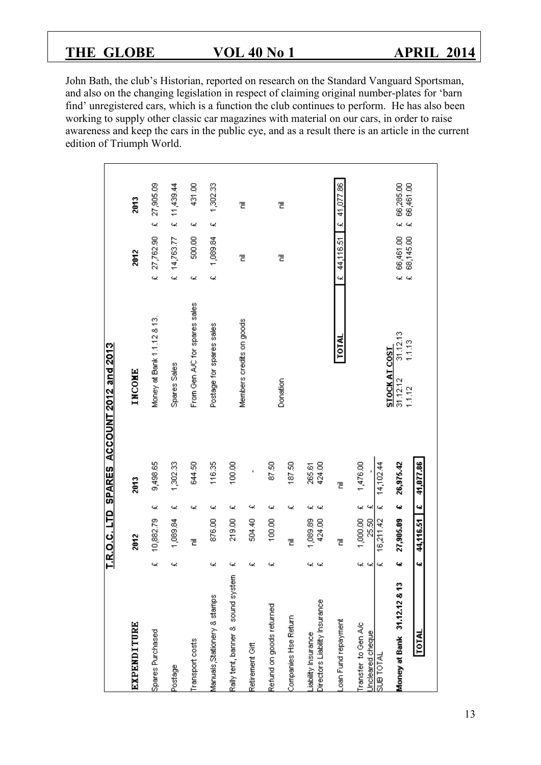John Bath, the club's Historian, reported on research on the Standard Vanguard Sportsman, and also on the changing legislation in respect of claiming original number-plates for 'barn find' unregistered cars, which is a function the club continues to perform. He has also been working to supply other classic car magazines with material on our cars, in order to raise awareness and keep the cars in the public eye, and as a result there is an article in the current edition of Triumph World.

## T.R.O.C. LTD SPARES ACCOUNT 2012 and 2013

| EXPENDITURE | 2012 | 2013 |
|---|---|---|
| Spares Purchased | £ 10,882.79 | £ 9,498.65 |
| Postage | £ 1,089.84 | £ 1,302.33 |
| Transport costs | nil | £ 644.50 |
| Manuals,Stationery & stamps | £ 876.00 | £ 116.35 |
| Rally tent, banner & sound system | £ 219.00 | £ 100.00 |
| Retirement Gift | £ 504.40 | £ - |
| Refund on goods returned | £ 100.00 | £ 87.50 |
| Companies Hse Return | nil | £ 187.50 |
| Liability Insurance | £ 1,089.89 | £ 265.61 |
| Directors Liability Insurance | £ 424.00 | £ 424.00 |
| Loan Fund repayment | nil | nil |
| Transfer to Gen A/c | £ 1,000.00 | £ 1,476.00 |
| Uncleared cheque | £ 25.50 | £ - |
| SUB TOTAL | £ 16,211.42 | £ 14,102.44 |
| **Money at Bank 31.12.12 & 13** | **£ 27,905.09** | **£ 26,975.42** |
| **TOTAL** | **£ 44,116.51** | **£ 41,077.86** |

| INCOME | 2012 | 2013 |
|---|---|---|
| Money at Bank 1.1.12 & 13. | £ 27,762.90 | £ 27,905.09 |
| Spares Sales | £ 14,763.77 | £ 11,439.44 |
| From Gen A/C for spares sales | £ 500.00 | £ 431.00 |
| Postage for spares sales | £ 1,089.84 | £ 1,302.33 |
| Members credits on goods | nil | nil |
| Donation | nil | nil |
| **TOTAL** | £ 44,116.51 | £ 41,077.86 |

| STOCK AT COST | | 2012 | 2013 |
|---|---|---|---|
| 31.12.12 | 31.12.13 | £ 66,461.00 | £ 66,285.00 |
| 1.1.12 | 1.1.13 | £ 68,145.00 | £ 66,461.00 |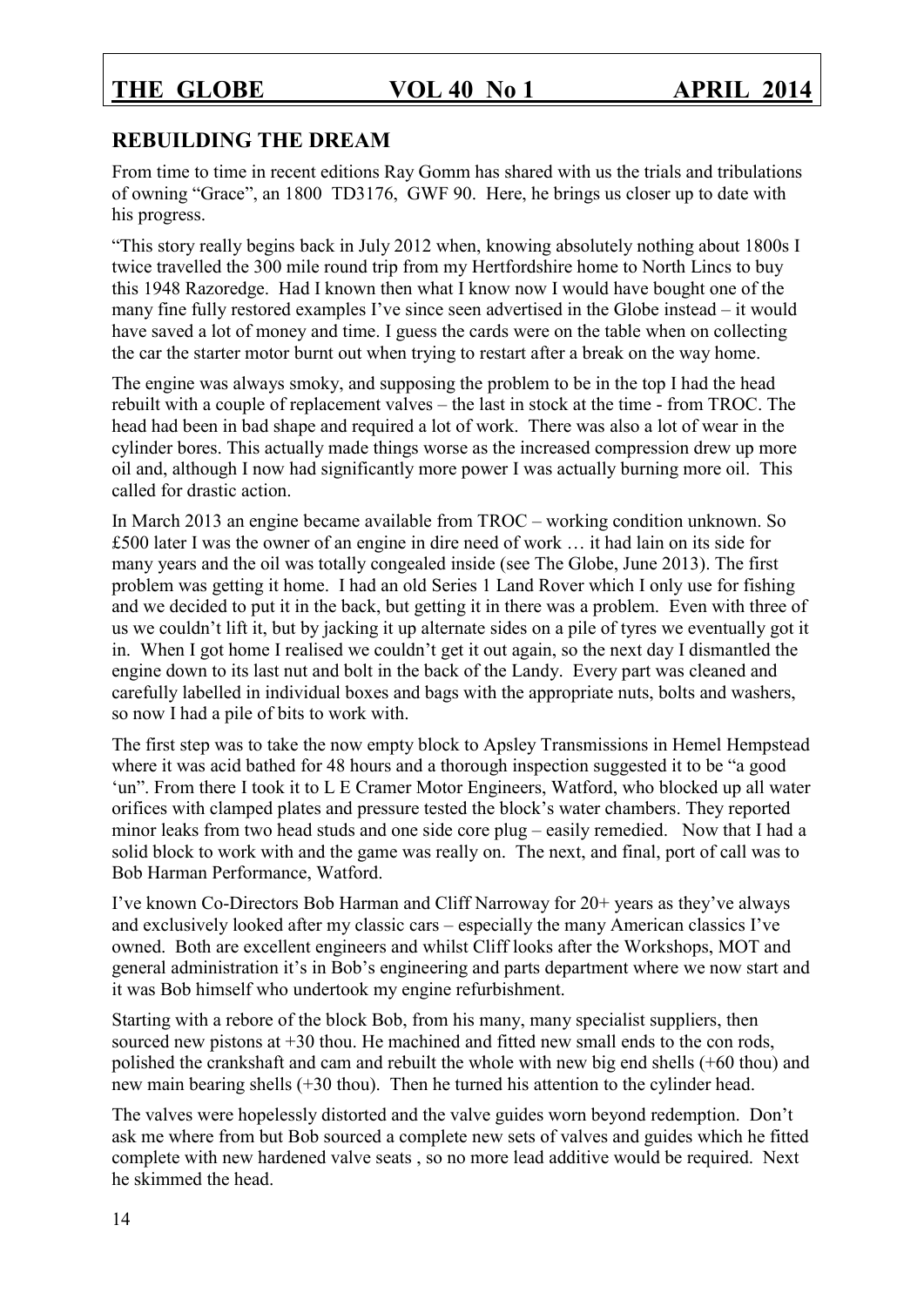## REBUILDING THE DREAM

From time to time in recent editions Ray Gomm has shared with us the trials and tribulations of owning "Grace", an 1800 TD3176, GWF 90. Here, he brings us closer up to date with his progress.

"This story really begins back in July 2012 when, knowing absolutely nothing about 1800s I twice travelled the 300 mile round trip from my Hertfordshire home to North Lincs to buy this 1948 Razoredge. Had I known then what I know now I would have bought one of the many fine fully restored examples I've since seen advertised in the Globe instead – it would have saved a lot of money and time. I guess the cards were on the table when on collecting the car the starter motor burnt out when trying to restart after a break on the way home.

The engine was always smoky, and supposing the problem to be in the top I had the head rebuilt with a couple of replacement valves – the last in stock at the time - from TROC. The head had been in bad shape and required a lot of work. There was also a lot of wear in the cylinder bores. This actually made things worse as the increased compression drew up more oil and, although I now had significantly more power I was actually burning more oil. This called for drastic action.

In March 2013 an engine became available from TROC – working condition unknown. So £500 later I was the owner of an engine in dire need of work … it had lain on its side for many years and the oil was totally congealed inside (see The Globe, June 2013). The first problem was getting it home. I had an old Series 1 Land Rover which I only use for fishing and we decided to put it in the back, but getting it in there was a problem. Even with three of us we couldn't lift it, but by jacking it up alternate sides on a pile of tyres we eventually got it in. When I got home I realised we couldn't get it out again, so the next day I dismantled the engine down to its last nut and bolt in the back of the Landy. Every part was cleaned and carefully labelled in individual boxes and bags with the appropriate nuts, bolts and washers, so now I had a pile of bits to work with.

The first step was to take the now empty block to Apsley Transmissions in Hemel Hempstead where it was acid bathed for 48 hours and a thorough inspection suggested it to be "a good 'un". From there I took it to L E Cramer Motor Engineers, Watford, who blocked up all water orifices with clamped plates and pressure tested the block's water chambers. They reported minor leaks from two head studs and one side core plug – easily remedied. Now that I had a solid block to work with and the game was really on. The next, and final, port of call was to Bob Harman Performance, Watford.

I've known Co-Directors Bob Harman and Cliff Narroway for 20+ years as they've always and exclusively looked after my classic cars – especially the many American classics I've owned. Both are excellent engineers and whilst Cliff looks after the Workshops, MOT and general administration it's in Bob's engineering and parts department where we now start and it was Bob himself who undertook my engine refurbishment.

Starting with a rebore of the block Bob, from his many, many specialist suppliers, then sourced new pistons at +30 thou. He machined and fitted new small ends to the con rods, polished the crankshaft and cam and rebuilt the whole with new big end shells (+60 thou) and new main bearing shells (+30 thou). Then he turned his attention to the cylinder head.

The valves were hopelessly distorted and the valve guides worn beyond redemption. Don't ask me where from but Bob sourced a complete new sets of valves and guides which he fitted complete with new hardened valve seats , so no more lead additive would be required. Next he skimmed the head.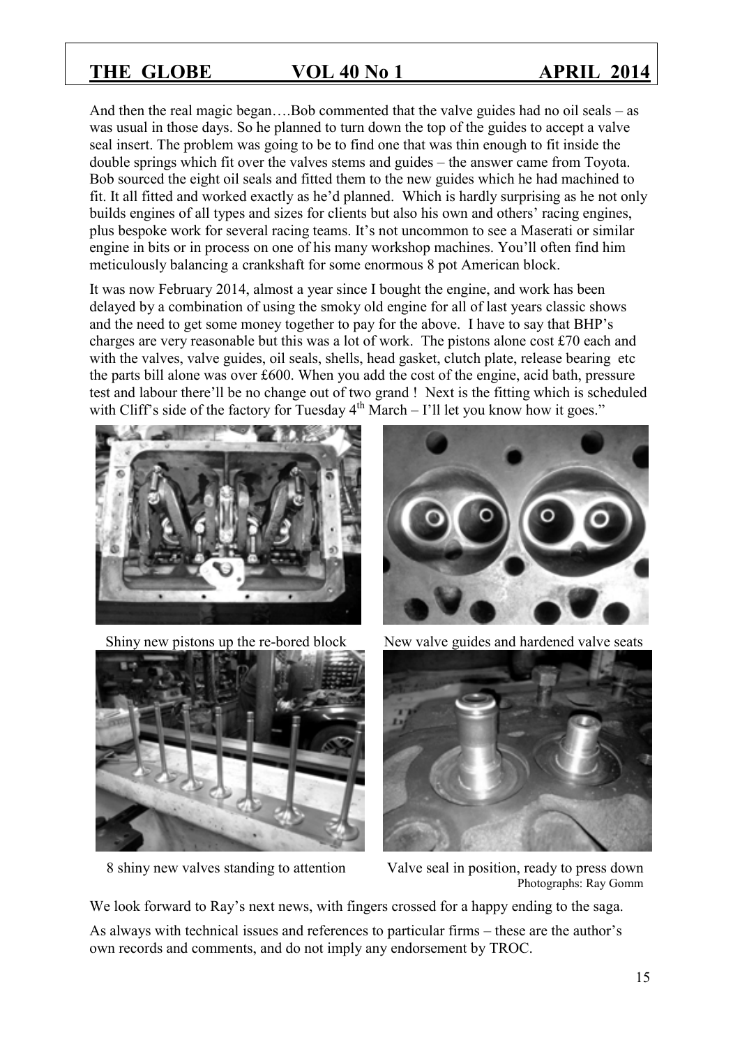And then the real magic began….Bob commented that the valve guides had no oil seals – as was usual in those days. So he planned to turn down the top of the guides to accept a valve seal insert. The problem was going to be to find one that was thin enough to fit inside the double springs which fit over the valves stems and guides – the answer came from Toyota. Bob sourced the eight oil seals and fitted them to the new guides which he had machined to fit. It all fitted and worked exactly as he'd planned. Which is hardly surprising as he not only builds engines of all types and sizes for clients but also his own and others' racing engines, plus bespoke work for several racing teams. It's not uncommon to see a Maserati or similar engine in bits or in process on one of his many workshop machines. You'll often find him meticulously balancing a crankshaft for some enormous 8 pot American block.

It was now February 2014, almost a year since I bought the engine, and work has been delayed by a combination of using the smoky old engine for all of last years classic shows and the need to get some money together to pay for the above. I have to say that BHP's charges are very reasonable but this was a lot of work. The pistons alone cost £70 each and with the valves, valve guides, oil seals, shells, head gasket, clutch plate, release bearing etc the parts bill alone was over £600. When you add the cost of the engine, acid bath, pressure test and labour there'll be no change out of two grand ! Next is the fitting which is scheduled with Cliff's side of the factory for Tuesday 4th March – I'll let you know how it goes."

Shiny new pistons up the re-bored block

New valve guides and hardened valve seats

8 shiny new valves standing to attention

Valve seal in position, ready to press down

Photographs: Ray Gomm

We look forward to Ray's next news, with fingers crossed for a happy ending to the saga.

As always with technical issues and references to particular firms – these are the author's own records and comments, and do not imply any endorsement by TROC.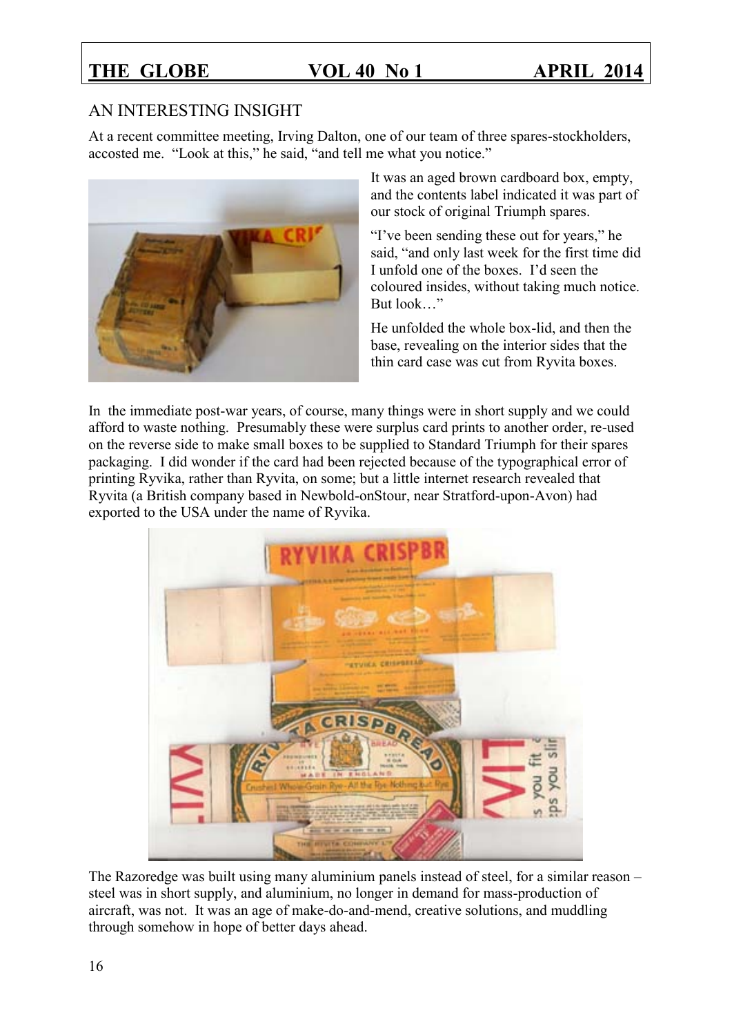## AN INTERESTING INSIGHT

At a recent committee meeting, Irving Dalton, one of our team of three spares-stockholders, accosted me. "Look at this," he said, "and tell me what you notice."

It was an aged brown cardboard box, empty, and the contents label indicated it was part of our stock of original Triumph spares.

"I've been sending these out for years," he said, "and only last week for the first time did I unfold one of the boxes. I'd seen the coloured insides, without taking much notice. But look…"

He unfolded the whole box-lid, and then the base, revealing on the interior sides that the thin card case was cut from Ryvita boxes.

In the immediate post-war years, of course, many things were in short supply and we could afford to waste nothing. Presumably these were surplus card prints to another order, re-used on the reverse side to make small boxes to be supplied to Standard Triumph for their spares packaging. I did wonder if the card had been rejected because of the typographical error of printing Ryvika, rather than Ryvita, on some; but a little internet research revealed that Ryvita (a British company based in Newbold-onStour, near Stratford-upon-Avon) had exported to the USA under the name of Ryvika.

The Razoredge was built using many aluminium panels instead of steel, for a similar reason – steel was in short supply, and aluminium, no longer in demand for mass-production of aircraft, was not. It was an age of make-do-and-mend, creative solutions, and muddling through somehow in hope of better days ahead.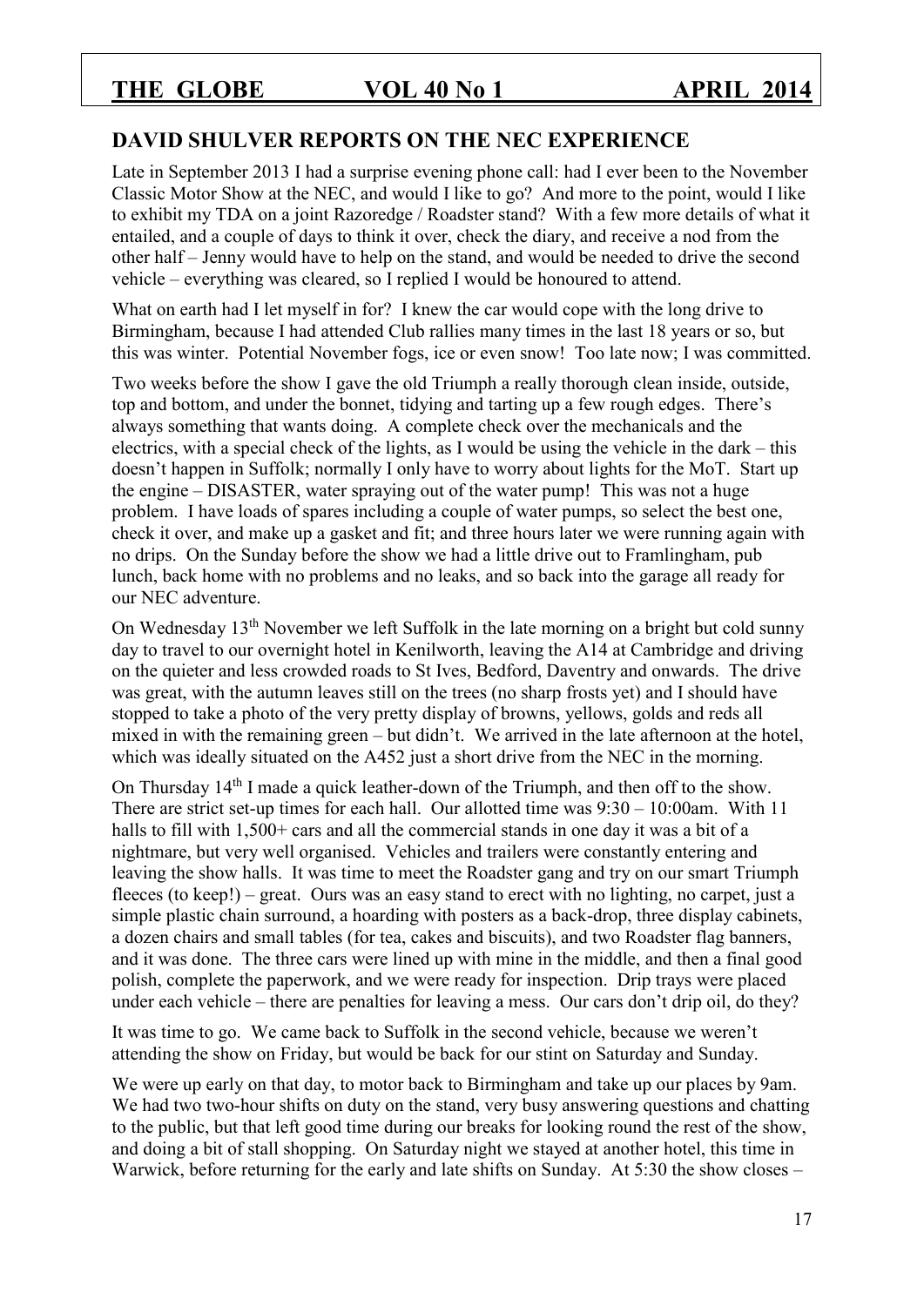## DAVID SHULVER REPORTS ON THE NEC EXPERIENCE

Late in September 2013 I had a surprise evening phone call: had I ever been to the November Classic Motor Show at the NEC, and would I like to go? And more to the point, would I like to exhibit my TDA on a joint Razoredge / Roadster stand? With a few more details of what it entailed, and a couple of days to think it over, check the diary, and receive a nod from the other half – Jenny would have to help on the stand, and would be needed to drive the second vehicle – everything was cleared, so I replied I would be honoured to attend.

What on earth had I let myself in for? I knew the car would cope with the long drive to Birmingham, because I had attended Club rallies many times in the last 18 years or so, but this was winter. Potential November fogs, ice or even snow! Too late now; I was committed.

Two weeks before the show I gave the old Triumph a really thorough clean inside, outside, top and bottom, and under the bonnet, tidying and tarting up a few rough edges. There's always something that wants doing. A complete check over the mechanicals and the electrics, with a special check of the lights, as I would be using the vehicle in the dark – this doesn't happen in Suffolk; normally I only have to worry about lights for the MoT. Start up the engine – DISASTER, water spraying out of the water pump! This was not a huge problem. I have loads of spares including a couple of water pumps, so select the best one, check it over, and make up a gasket and fit; and three hours later we were running again with no drips. On the Sunday before the show we had a little drive out to Framlingham, pub lunch, back home with no problems and no leaks, and so back into the garage all ready for our NEC adventure.

On Wednesday 13th November we left Suffolk in the late morning on a bright but cold sunny day to travel to our overnight hotel in Kenilworth, leaving the A14 at Cambridge and driving on the quieter and less crowded roads to St Ives, Bedford, Daventry and onwards. The drive was great, with the autumn leaves still on the trees (no sharp frosts yet) and I should have stopped to take a photo of the very pretty display of browns, yellows, golds and reds all mixed in with the remaining green – but didn't. We arrived in the late afternoon at the hotel, which was ideally situated on the A452 just a short drive from the NEC in the morning.

On Thursday 14th I made a quick leather-down of the Triumph, and then off to the show. There are strict set-up times for each hall. Our allotted time was 9:30 – 10:00am. With 11 halls to fill with 1,500+ cars and all the commercial stands in one day it was a bit of a nightmare, but very well organised. Vehicles and trailers were constantly entering and leaving the show halls. It was time to meet the Roadster gang and try on our smart Triumph fleeces (to keep!) – great. Ours was an easy stand to erect with no lighting, no carpet, just a simple plastic chain surround, a hoarding with posters as a back-drop, three display cabinets, a dozen chairs and small tables (for tea, cakes and biscuits), and two Roadster flag banners, and it was done. The three cars were lined up with mine in the middle, and then a final good polish, complete the paperwork, and we were ready for inspection. Drip trays were placed under each vehicle – there are penalties for leaving a mess. Our cars don't drip oil, do they?

It was time to go. We came back to Suffolk in the second vehicle, because we weren't attending the show on Friday, but would be back for our stint on Saturday and Sunday.

We were up early on that day, to motor back to Birmingham and take up our places by 9am. We had two two-hour shifts on duty on the stand, very busy answering questions and chatting to the public, but that left good time during our breaks for looking round the rest of the show, and doing a bit of stall shopping. On Saturday night we stayed at another hotel, this time in Warwick, before returning for the early and late shifts on Sunday. At 5:30 the show closes –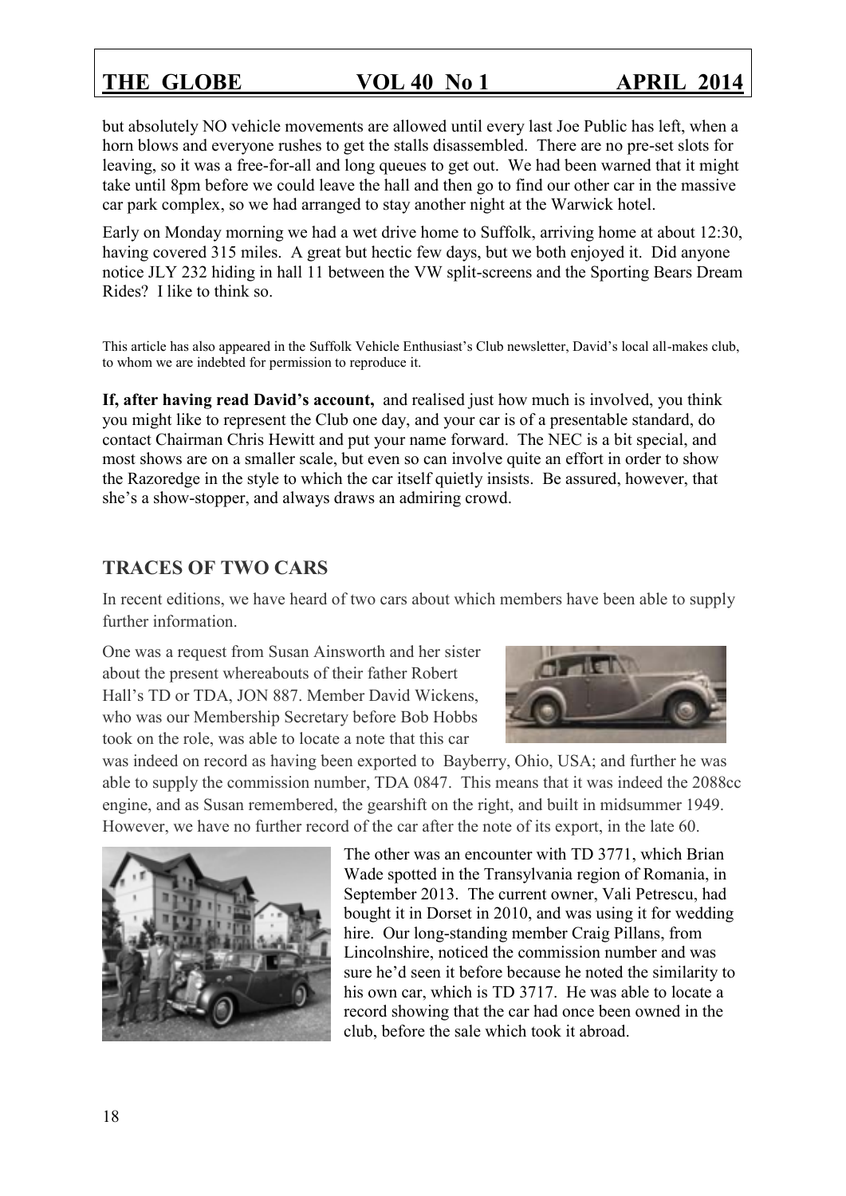but absolutely NO vehicle movements are allowed until every last Joe Public has left, when a horn blows and everyone rushes to get the stalls disassembled. There are no pre-set slots for leaving, so it was a free-for-all and long queues to get out. We had been warned that it might take until 8pm before we could leave the hall and then go to find our other car in the massive car park complex, so we had arranged to stay another night at the Warwick hotel.

Early on Monday morning we had a wet drive home to Suffolk, arriving home at about 12:30, having covered 315 miles. A great but hectic few days, but we both enjoyed it. Did anyone notice JLY 232 hiding in hall 11 between the VW split-screens and the Sporting Bears Dream Rides? I like to think so.

This article has also appeared in the Suffolk Vehicle Enthusiast's Club newsletter, David's local all-makes club, to whom we are indebted for permission to reproduce it.

**If, after having read David's account,** and realised just how much is involved, you think you might like to represent the Club one day, and your car is of a presentable standard, do contact Chairman Chris Hewitt and put your name forward. The NEC is a bit special, and most shows are on a smaller scale, but even so can involve quite an effort in order to show the Razoredge in the style to which the car itself quietly insists. Be assured, however, that she's a show-stopper, and always draws an admiring crowd.

## TRACES OF TWO CARS

In recent editions, we have heard of two cars about which members have been able to supply further information.

One was a request from Susan Ainsworth and her sister about the present whereabouts of their father Robert Hall's TD or TDA, JON 887. Member David Wickens, who was our Membership Secretary before Bob Hobbs took on the role, was able to locate a note that this car was indeed on record as having been exported to Bayberry, Ohio, USA; and further he was able to supply the commission number, TDA 0847. This means that it was indeed the 2088cc engine, and as Susan remembered, the gearshift on the right, and built in midsummer 1949. However, we have no further record of the car after the note of its export, in the late 60.

The other was an encounter with TD 3771, which Brian Wade spotted in the Transylvania region of Romania, in September 2013. The current owner, Vali Petrescu, had bought it in Dorset in 2010, and was using it for wedding hire. Our long-standing member Craig Pillans, from Lincolnshire, noticed the commission number and was sure he'd seen it before because he noted the similarity to his own car, which is TD 3717. He was able to locate a record showing that the car had once been owned in the club, before the sale which took it abroad.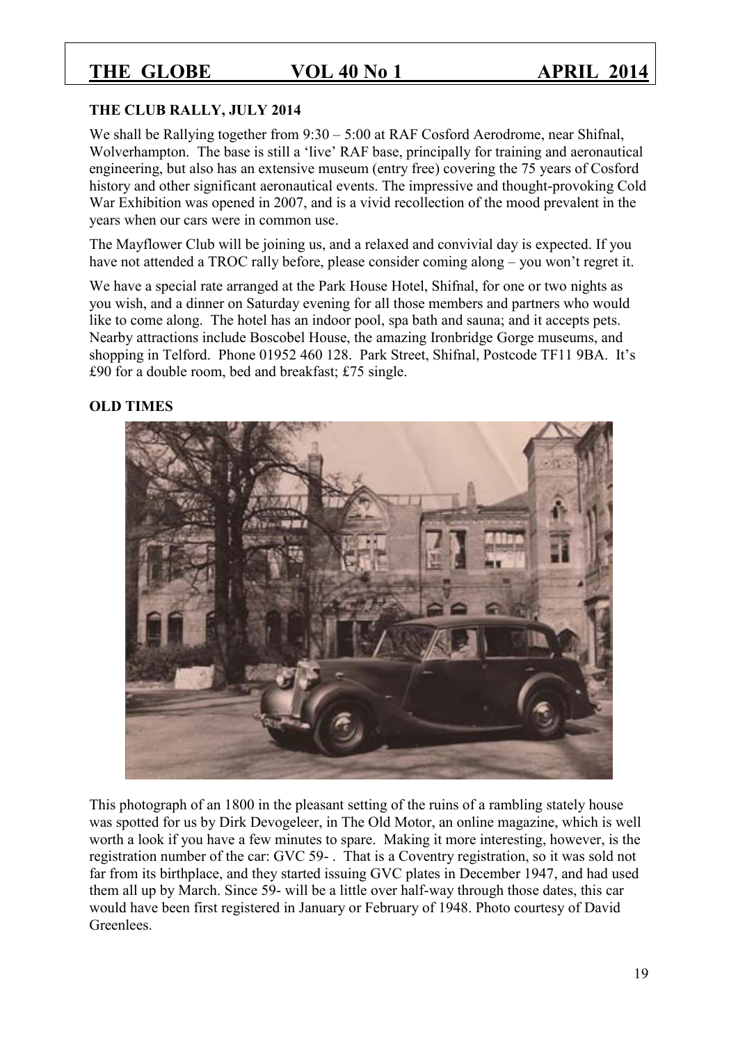## THE CLUB RALLY, JULY 2014

We shall be Rallying together from 9:30 – 5:00 at RAF Cosford Aerodrome, near Shifnal, Wolverhampton. The base is still a 'live' RAF base, principally for training and aeronautical engineering, but also has an extensive museum (entry free) covering the 75 years of Cosford history and other significant aeronautical events. The impressive and thought-provoking Cold War Exhibition was opened in 2007, and is a vivid recollection of the mood prevalent in the years when our cars were in common use.

The Mayflower Club will be joining us, and a relaxed and convivial day is expected. If you have not attended a TROC rally before, please consider coming along – you won't regret it.

We have a special rate arranged at the Park House Hotel, Shifnal, for one or two nights as you wish, and a dinner on Saturday evening for all those members and partners who would like to come along. The hotel has an indoor pool, spa bath and sauna; and it accepts pets. Nearby attractions include Boscobel House, the amazing Ironbridge Gorge museums, and shopping in Telford. Phone 01952 460 128. Park Street, Shifnal, Postcode TF11 9BA. It's £90 for a double room, bed and breakfast; £75 single.

## OLD TIMES

This photograph of an 1800 in the pleasant setting of the ruins of a rambling stately house was spotted for us by Dirk Devogeleer, in The Old Motor, an online magazine, which is well worth a look if you have a few minutes to spare. Making it more interesting, however, is the registration number of the car: GVC 59- . That is a Coventry registration, so it was sold not far from its birthplace, and they started issuing GVC plates in December 1947, and had used them all up by March. Since 59- will be a little over half-way through those dates, this car would have been first registered in January or February of 1948. Photo courtesy of David Greenlees.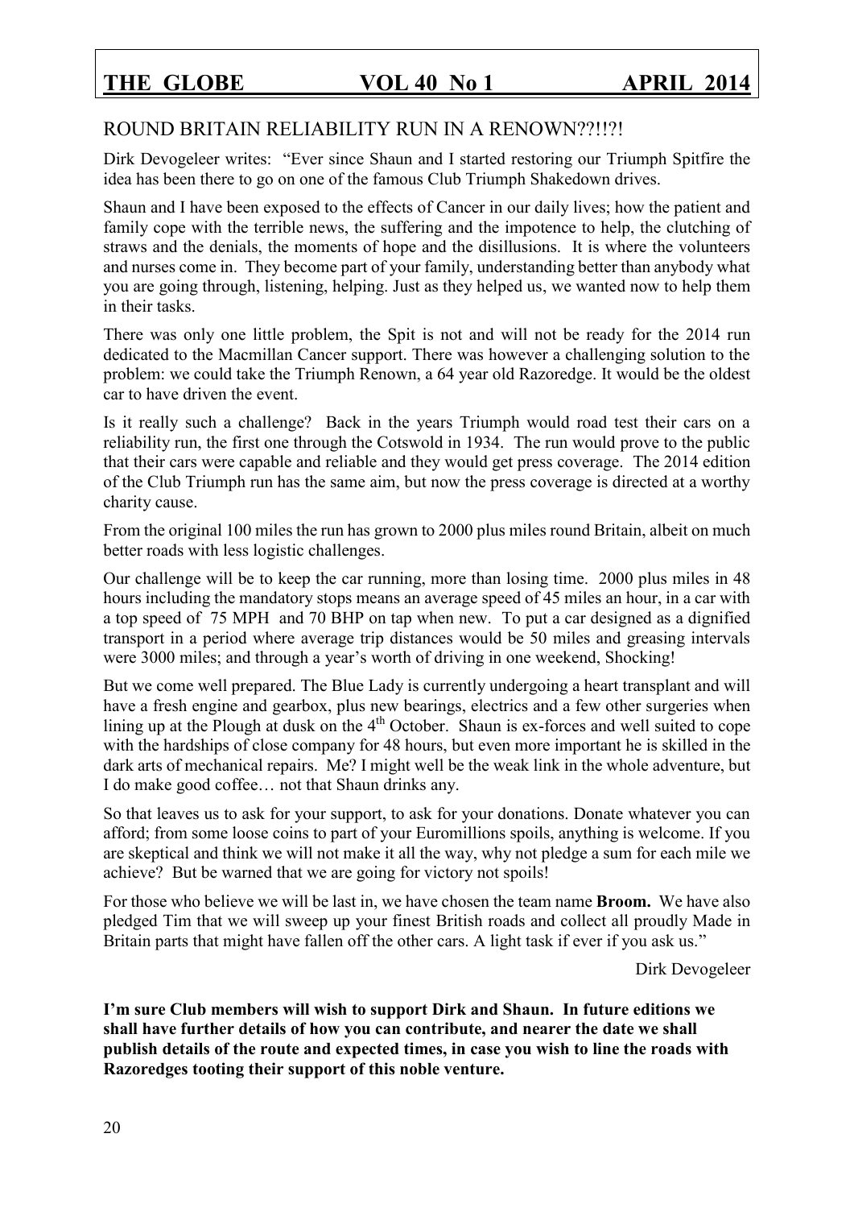## ROUND BRITAIN RELIABILITY RUN IN A RENOWN??!!?!

Dirk Devogeleer writes: "Ever since Shaun and I started restoring our Triumph Spitfire the idea has been there to go on one of the famous Club Triumph Shakedown drives.

Shaun and I have been exposed to the effects of Cancer in our daily lives; how the patient and family cope with the terrible news, the suffering and the impotence to help, the clutching of straws and the denials, the moments of hope and the disillusions. It is where the volunteers and nurses come in. They become part of your family, understanding better than anybody what you are going through, listening, helping. Just as they helped us, we wanted now to help them in their tasks.

There was only one little problem, the Spit is not and will not be ready for the 2014 run dedicated to the Macmillan Cancer support. There was however a challenging solution to the problem: we could take the Triumph Renown, a 64 year old Razoredge. It would be the oldest car to have driven the event.

Is it really such a challenge? Back in the years Triumph would road test their cars on a reliability run, the first one through the Cotswold in 1934. The run would prove to the public that their cars were capable and reliable and they would get press coverage. The 2014 edition of the Club Triumph run has the same aim, but now the press coverage is directed at a worthy charity cause.

From the original 100 miles the run has grown to 2000 plus miles round Britain, albeit on much better roads with less logistic challenges.

Our challenge will be to keep the car running, more than losing time. 2000 plus miles in 48 hours including the mandatory stops means an average speed of 45 miles an hour, in a car with a top speed of 75 MPH and 70 BHP on tap when new. To put a car designed as a dignified transport in a period where average trip distances would be 50 miles and greasing intervals were 3000 miles; and through a year's worth of driving in one weekend, Shocking!

But we come well prepared. The Blue Lady is currently undergoing a heart transplant and will have a fresh engine and gearbox, plus new bearings, electrics and a few other surgeries when lining up at the Plough at dusk on the 4th October. Shaun is ex-forces and well suited to cope with the hardships of close company for 48 hours, but even more important he is skilled in the dark arts of mechanical repairs. Me? I might well be the weak link in the whole adventure, but I do make good coffee… not that Shaun drinks any.

So that leaves us to ask for your support, to ask for your donations. Donate whatever you can afford; from some loose coins to part of your Euromillions spoils, anything is welcome. If you are skeptical and think we will not make it all the way, why not pledge a sum for each mile we achieve? But be warned that we are going for victory not spoils!

For those who believe we will be last in, we have chosen the team name **Broom.** We have also pledged Tim that we will sweep up your finest British roads and collect all proudly Made in Britain parts that might have fallen off the other cars. A light task if ever if you ask us."

Dirk Devogeleer

**I'm sure Club members will wish to support Dirk and Shaun. In future editions we shall have further details of how you can contribute, and nearer the date we shall publish details of the route and expected times, in case you wish to line the roads with Razoredges tooting their support of this noble venture.**